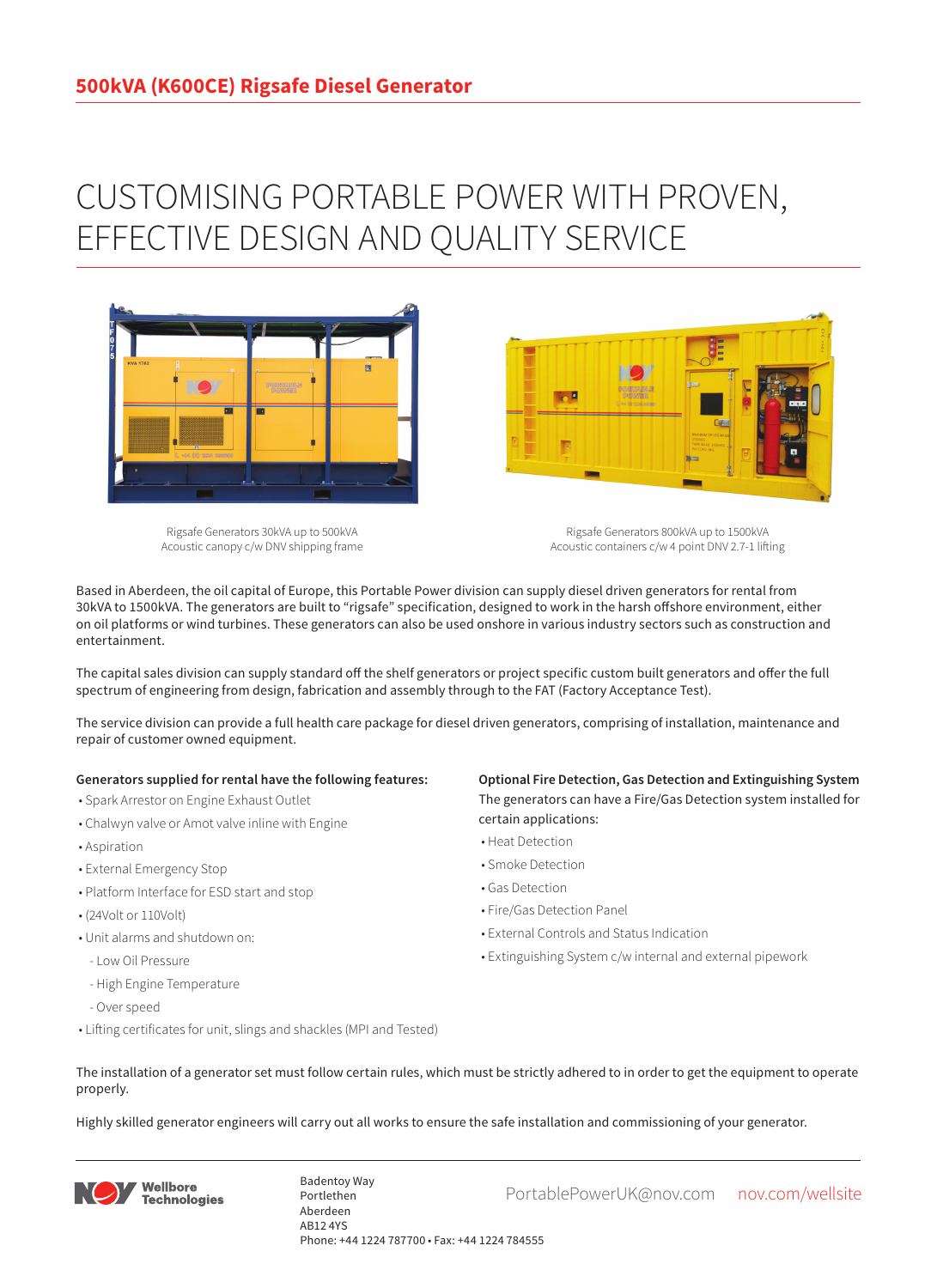# 500kVA (K600CE) Rigsafe Diesel Generator

## CUSTOMISING PORTABLE POWER WITH PROVEN, EFFECTIVE DESIGN AND QUALITY SERVICE

Rigsafe Generators 30kVA up to 500kVA
Acoustic canopy c/w DNV shipping frame

Rigsafe Generators 800kVA up to 1500kVA
Acoustic containers c/w 4 point DNV 2.7-1 lifting

Based in Aberdeen, the oil capital of Europe, this Portable Power division can supply diesel driven generators for rental from 30kVA to 1500kVA. The generators are built to "rigsafe" specification, designed to work in the harsh offshore environment, either on oil platforms or wind turbines. These generators can also be used onshore in various industry sectors such as construction and entertainment.

The capital sales division can supply standard off the shelf generators or project specific custom built generators and offer the full spectrum of engineering from design, fabrication and assembly through to the FAT (Factory Acceptance Test).

The service division can provide a full health care package for diesel driven generators, comprising of installation, maintenance and repair of customer owned equipment.

**Generators supplied for rental have the following features:**

- Spark Arrestor on Engine Exhaust Outlet
- Chalwyn valve or Amot valve inline with Engine
- Aspiration
- External Emergency Stop
- Platform Interface for ESD start and stop
- (24Volt or 110Volt)
- Unit alarms and shutdown on:
  - Low Oil Pressure
  - High Engine Temperature
  - Over speed
- Lifting certificates for unit, slings and shackles (MPI and Tested)

**Optional Fire Detection, Gas Detection and Extinguishing System**

The generators can have a Fire/Gas Detection system installed for certain applications:

- Heat Detection
- Smoke Detection
- Gas Detection
- Fire/Gas Detection Panel
- External Controls and Status Indication
- Extinguishing System c/w internal and external pipework

The installation of a generator set must follow certain rules, which must be strictly adhered to in order to get the equipment to operate properly.

Highly skilled generator engineers will carry out all works to ensure the safe installation and commissioning of your generator.

Wellbore Technologies

Badentoy Way
Portlethen
Aberdeen
AB12 4YS
Phone: +44 1224 787700 • Fax: +44 1224 784555

PortablePowerUK@nov.com nov.com/wellsite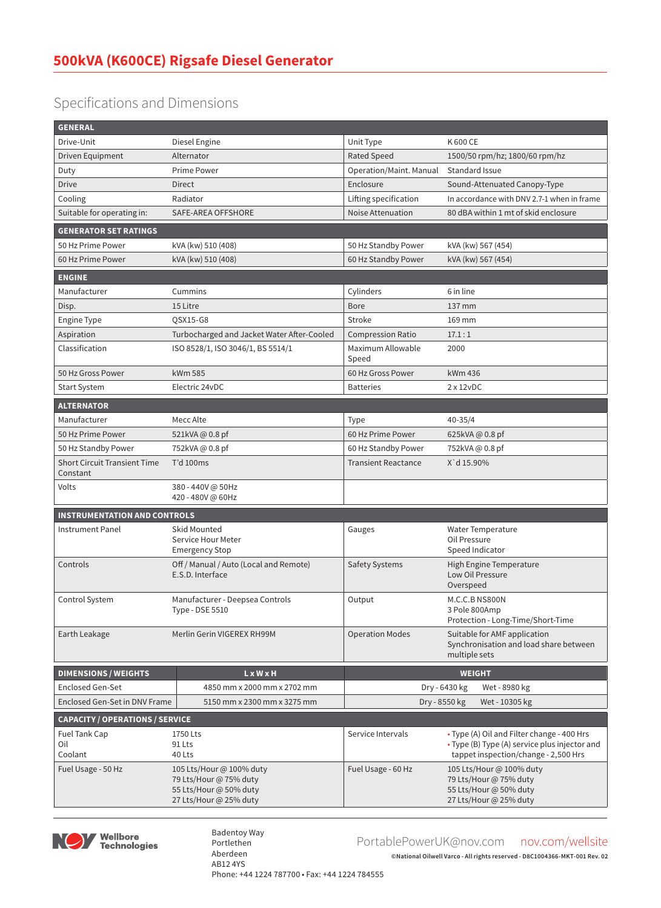## 500kVA (K600CE) Rigsafe Diesel Generator

### Specifications and Dimensions

| GENERAL | | | |
|---|---|---|---|
| Drive-Unit | Diesel Engine | Unit Type | K 600 CE |
| Driven Equipment | Alternator | Rated Speed | 1500/50 rpm/hz; 1800/60 rpm/hz |
| Duty | Prime Power | Operation/Maint. Manual | Standard Issue |
| Drive | Direct | Enclosure | Sound-Attenuated Canopy-Type |
| Cooling | Radiator | Lifting specification | In accordance with DNV 2.7-1 when in frame |
| Suitable for operating in: | SAFE-AREA OFFSHORE | Noise Attenuation | 80 dBA within 1 mt of skid enclosure |

| GENERATOR SET RATINGS | | | |
|---|---|---|---|
| 50 Hz Prime Power | kVA (kw) 510 (408) | 50 Hz Standby Power | kVA (kw) 567 (454) |
| 60 Hz Prime Power | kVA (kw) 510 (408) | 60 Hz Standby Power | kVA (kw) 567 (454) |

| ENGINE | | | |
|---|---|---|---|
| Manufacturer | Cummins | Cylinders | 6 in line |
| Disp. | 15 Litre | Bore | 137 mm |
| Engine Type | QSX15-G8 | Stroke | 169 mm |
| Aspiration | Turbocharged and Jacket Water After-Cooled | Compression Ratio | 17.1 : 1 |
| Classification | ISO 8528/1, ISO 3046/1, BS 5514/1 | Maximum Allowable Speed | 2000 |
| 50 Hz Gross Power | kWm 585 | 60 Hz Gross Power | kWm 436 |
| Start System | Electric 24vDC | Batteries | 2 x 12vDC |

| ALTERNATOR | | | |
|---|---|---|---|
| Manufacturer | Mecc Alte | Type | 40-35/4 |
| 50 Hz Prime Power | 521kVA @ 0.8 pf | 60 Hz Prime Power | 625kVA @ 0.8 pf |
| 50 Hz Standby Power | 752kVA @ 0.8 pf | 60 Hz Standby Power | 752kVA @ 0.8 pf |
| Short Circuit Transient Time Constant | T'd 100ms | Transient Reactance | X`d 15.90% |
| Volts | 380 - 440V @ 50Hz<br>420 - 480V @ 60Hz | | |

| INSTRUMENTATION AND CONTROLS | | | |
|---|---|---|---|
| Instrument Panel | Skid Mounted<br>Service Hour Meter<br>Emergency Stop | Gauges | Water Temperature<br>Oil Pressure<br>Speed Indicator |
| Controls | Off / Manual / Auto (Local and Remote)<br>E.S.D. Interface | Safety Systems | High Engine Temperature<br>Low Oil Pressure<br>Overspeed |
| Control System | Manufacturer - Deepsea Controls<br>Type - DSE 5510 | Output | M.C.C.B NS800N<br>3 Pole 800Amp<br>Protection - Long-Time/Short-Time |
| Earth Leakage | Merlin Gerin VIGEREX RH99M | Operation Modes | Suitable for AMF application<br>Synchronisation and load share between multiple sets |

| DIMENSIONS / WEIGHTS | L x W x H | WEIGHT |
|---|---|---|
| Enclosed Gen-Set | 4850 mm x 2000 mm x 2702 mm | Dry - 6430 kg Wet - 8980 kg |
| Enclosed Gen-Set in DNV Frame | 5150 mm x 2300 mm x 3275 mm | Dry - 8550 kg Wet - 10305 kg |

| CAPACITY / OPERATIONS / SERVICE | | | |
|---|---|---|---|
| Fuel Tank Cap<br>Oil<br>Coolant | 1750 Lts<br>91 Lts<br>40 Lts | Service Intervals | • Type (A) Oil and Filter change - 400 Hrs<br>• Type (B) Type (A) service plus injector and tappet inspection/change - 2,500 Hrs |
| Fuel Usage - 50 Hz | 105 Lts/Hour @ 100% duty<br>79 Lts/Hour @ 75% duty<br>55 Lts/Hour @ 50% duty<br>27 Lts/Hour @ 25% duty | Fuel Usage - 60 Hz | 105 Lts/Hour @ 100% duty<br>79 Lts/Hour @ 75% duty<br>55 Lts/Hour @ 50% duty<br>27 Lts/Hour @ 25% duty |

NOV Wellbore Technologies

Badentoy Way
Portlethen
Aberdeen
AB12 4YS
Phone: +44 1224 787700 • Fax: +44 1224 784555

PortablePowerUK@nov.com nov.com/wellsite

©National Oilwell Varco - All rights reserved - D8C1004366-MKT-001 Rev. 02